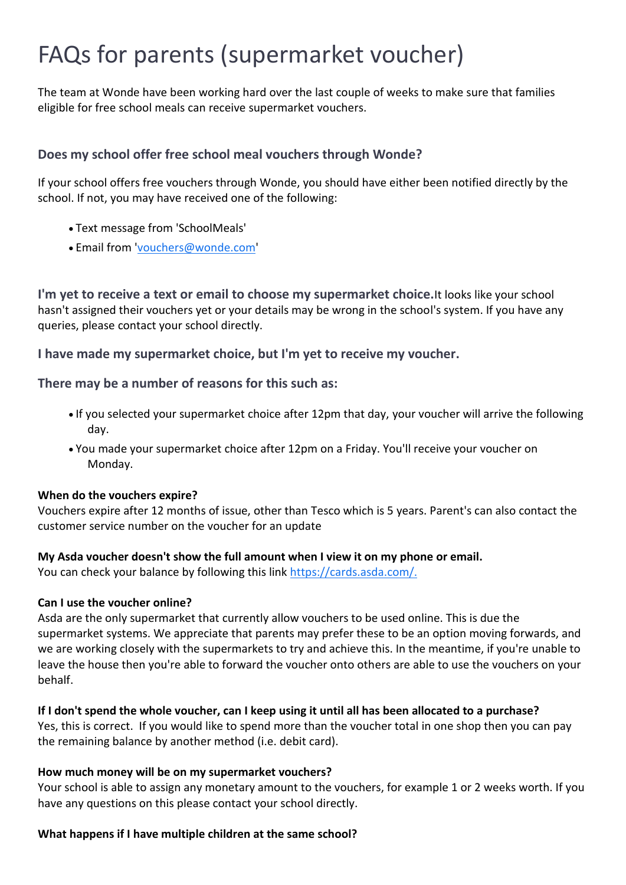# FAQs for parents (supermarket voucher)

The team at Wonde have been working hard over the last couple of weeks to make sure that families eligible for free school meals can receive supermarket vouchers.

### Does my school offer free school meal vouchers through Wonde?

If your school offers free vouchers through Wonde, you should have either been notified directly by the school. If not, you may have received one of the following:

- Text message from 'SchoolMeals'
- Email from 'vouchers@wonde.com'

**I'm yet to receive a text or email to choose my supermarket choice.** It looks like your school hasn't assigned their vouchers yet or your details may be wrong in the school's system. If you have any queries, please contact your school directly.

### I have made my supermarket choice, but I'm yet to receive my voucher.

### There may be a number of reasons for this such as:

- If you selected your supermarket choice after 12pm that day, your voucher will arrive the following day.
- You made your supermarket choice after 12pm on a Friday. You'll receive your voucher on Monday.

**When do the vouchers expire?**
Vouchers expire after 12 months of issue, other than Tesco which is 5 years. Parent's can also contact the customer service number on the voucher for an update

**My Asda voucher doesn't show the full amount when I view it on my phone or email.**
You can check your balance by following this link https://cards.asda.com/.

**Can I use the voucher online?**
Asda are the only supermarket that currently allow vouchers to be used online. This is due the supermarket systems. We appreciate that parents may prefer these to be an option moving forwards, and we are working closely with the supermarkets to try and achieve this. In the meantime, if you're unable to leave the house then you're able to forward the voucher onto others are able to use the vouchers on your behalf.

**If I don't spend the whole voucher, can I keep using it until all has been allocated to a purchase?**
Yes, this is correct. If you would like to spend more than the voucher total in one shop then you can pay the remaining balance by another method (i.e. debit card).

**How much money will be on my supermarket vouchers?**
Your school is able to assign any monetary amount to the vouchers, for example 1 or 2 weeks worth. If you have any questions on this please contact your school directly.

**What happens if I have multiple children at the same school?**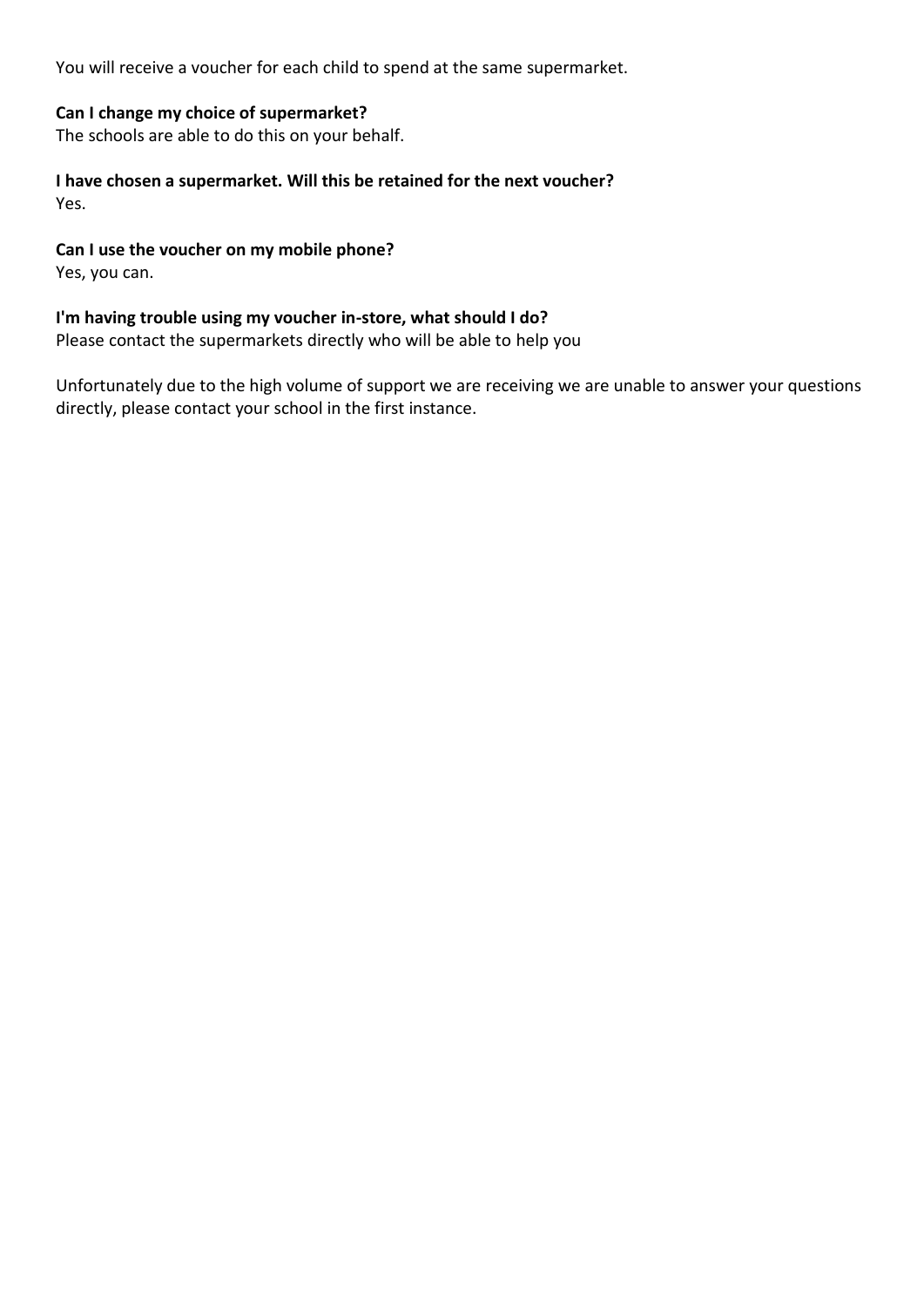You will receive a voucher for each child to spend at the same supermarket.

**Can I change my choice of supermarket?**
The schools are able to do this on your behalf.

**I have chosen a supermarket. Will this be retained for the next voucher?**
Yes.

**Can I use the voucher on my mobile phone?**
Yes, you can.

**I'm having trouble using my voucher in-store, what should I do?**
Please contact the supermarkets directly who will be able to help you

Unfortunately due to the high volume of support we are receiving we are unable to answer your questions directly, please contact your school in the first instance.